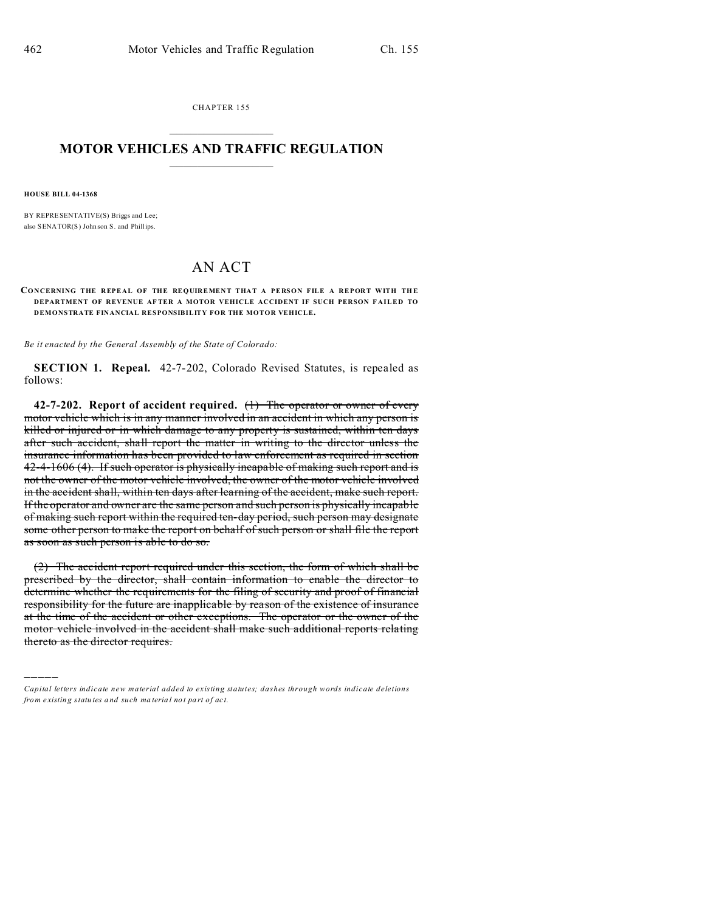CHAPTER 155

# MOTOR VEHICLES AND TRAFFIC REGULATION

**HOUSE BILL 04-1368**

BY REPRESENTATIVE(S) Briggs and Lee;
also SENATOR(S) Johnson S. and Phillips.

# AN ACT

**CONCERNING THE REPEAL OF THE REQUIREMENT THAT A PERSON FILE A REPORT WITH THE DEPARTMENT OF REVENUE AFTER A MOTOR VEHICLE ACCIDENT IF SUCH PERSON FAILED TO DEMONSTRATE FINANCIAL RESPONSIBILITY FOR THE MOTOR VEHICLE.**

*Be it enacted by the General Assembly of the State of Colorado:*

**SECTION 1. Repeal.** 42-7-202, Colorado Revised Statutes, is repealed as follows:

**42-7-202. Report of accident required.** ~~(1) The operator or owner of every motor vehicle which is in any manner involved in an accident in which any person is killed or injured or in which damage to any property is sustained, within ten days after such accident, shall report the matter in writing to the director unless the insurance information has been provided to law enforcement as required in section 42-4-1606 (4). If such operator is physically incapable of making such report and is not the owner of the motor vehicle involved, the owner of the motor vehicle involved in the accident shall, within ten days after learning of the accident, make such report. If the operator and owner are the same person and such person is physically incapable of making such report within the required ten-day period, such person may designate some other person to make the report on behalf of such person or shall file the report as soon as such person is able to do so.~~

~~(2) The accident report required under this section, the form of which shall be prescribed by the director, shall contain information to enable the director to determine whether the requirements for the filing of security and proof of financial responsibility for the future are inapplicable by reason of the existence of insurance at the time of the accident or other exceptions. The operator or the owner of the motor vehicle involved in the accident shall make such additional reports relating thereto as the director requires.~~

---

*Capital letters indicate new material added to existing statutes; dashes through words indicate deletions from existing statutes and such material not part of act.*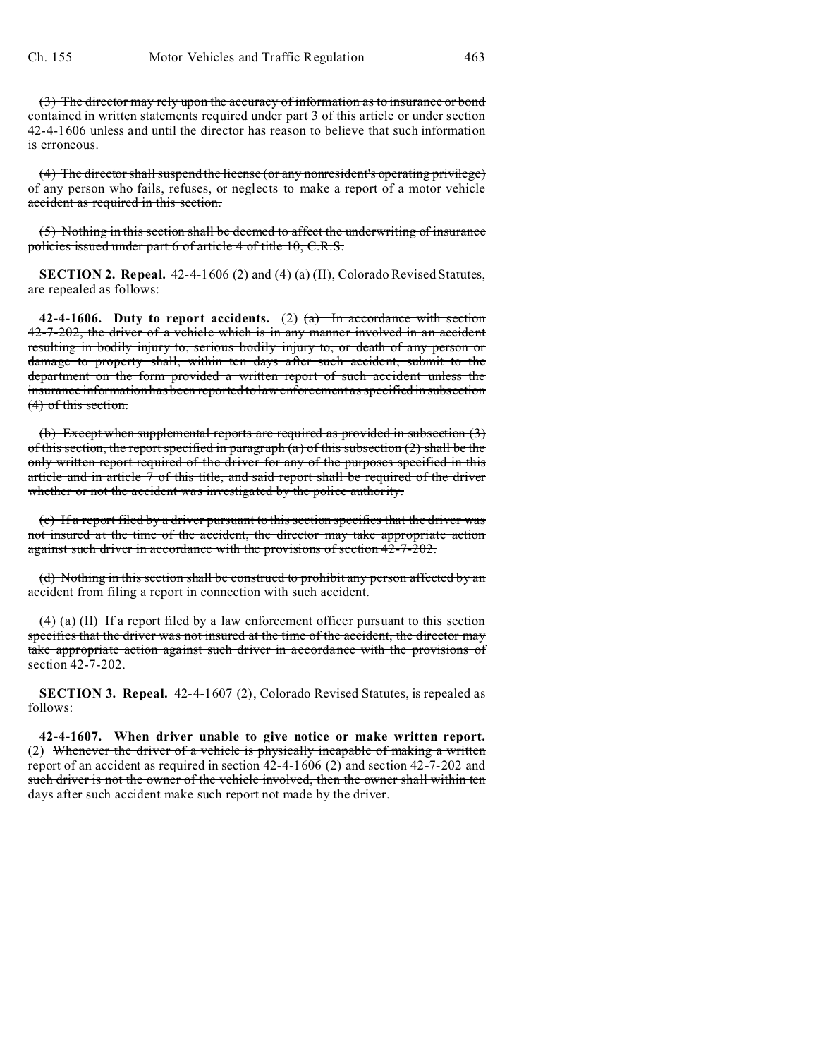~~(3) The director may rely upon the accuracy of information as to insurance or bond contained in written statements required under part 3 of this article or under section 42-4-1606 unless and until the director has reason to believe that such information is erroneous.~~

~~(4) The director shall suspend the license (or any nonresident's operating privilege) of any person who fails, refuses, or neglects to make a report of a motor vehicle accident as required in this section.~~

~~(5) Nothing in this section shall be deemed to affect the underwriting of insurance policies issued under part 6 of article 4 of title 10, C.R.S.~~

**SECTION 2. Repeal.** 42-4-1606 (2) and (4) (a) (II), Colorado Revised Statutes, are repealed as follows:

**42-4-1606. Duty to report accidents.** (2) ~~(a) In accordance with section 42-7-202, the driver of a vehicle which is in any manner involved in an accident resulting in bodily injury to, serious bodily injury to, or death of any person or damage to property shall, within ten days after such accident, submit to the department on the form provided a written report of such accident unless the insurance information has been reported to law enforcement as specified in subsection (4) of this section.~~

~~(b) Except when supplemental reports are required as provided in subsection (3) of this section, the report specified in paragraph (a) of this subsection (2) shall be the only written report required of the driver for any of the purposes specified in this article and in article 7 of this title, and said report shall be required of the driver whether or not the accident was investigated by the police authority.~~

~~(c) If a report filed by a driver pursuant to this section specifies that the driver was not insured at the time of the accident, the director may take appropriate action against such driver in accordance with the provisions of section 42-7-202.~~

~~(d) Nothing in this section shall be construed to prohibit any person affected by an accident from filing a report in connection with such accident.~~

(4) (a) (II) ~~If a report filed by a law enforcement officer pursuant to this section specifies that the driver was not insured at the time of the accident, the director may take appropriate action against such driver in accordance with the provisions of section 42-7-202.~~

**SECTION 3. Repeal.** 42-4-1607 (2), Colorado Revised Statutes, is repealed as follows:

**42-4-1607. When driver unable to give notice or make written report.** (2) ~~Whenever the driver of a vehicle is physically incapable of making a written report of an accident as required in section 42-4-1606 (2) and section 42-7-202 and such driver is not the owner of the vehicle involved, then the owner shall within ten days after such accident make such report not made by the driver.~~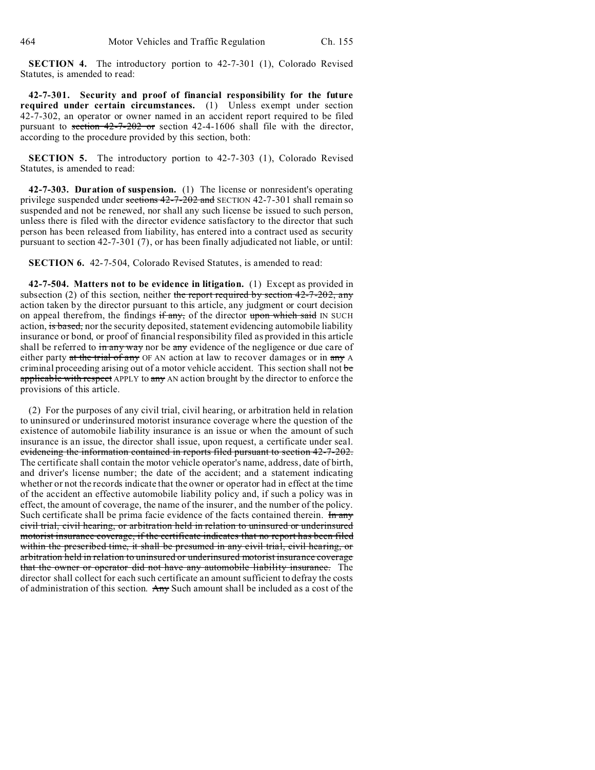**SECTION 4.** The introductory portion to 42-7-301 (1), Colorado Revised Statutes, is amended to read:

**42-7-301. Security and proof of financial responsibility for the future required under certain circumstances.** (1) Unless exempt under section 42-7-302, an operator or owner named in an accident report required to be filed pursuant to ~~section 42-7-202 or~~ section 42-4-1606 shall file with the director, according to the procedure provided by this section, both:

**SECTION 5.** The introductory portion to 42-7-303 (1), Colorado Revised Statutes, is amended to read:

**42-7-303. Duration of suspension.** (1) The license or nonresident's operating privilege suspended under ~~sections 42-7-202 and~~ SECTION 42-7-301 shall remain so suspended and not be renewed, nor shall any such license be issued to such person, unless there is filed with the director evidence satisfactory to the director that such person has been released from liability, has entered into a contract used as security pursuant to section 42-7-301 (7), or has been finally adjudicated not liable, or until:

**SECTION 6.** 42-7-504, Colorado Revised Statutes, is amended to read:

**42-7-504. Matters not to be evidence in litigation.** (1) Except as provided in subsection (2) of this section, neither ~~the report required by section 42-7-202, any~~ action taken by the director pursuant to this article, any judgment or court decision on appeal therefrom, the findings ~~if any,~~ of the director ~~upon which said~~ IN SUCH action, ~~is based,~~ nor the security deposited, statement evidencing automobile liability insurance or bond, or proof of financial responsibility filed as provided in this article shall be referred to ~~in any way~~ nor be ~~any~~ evidence of the negligence or due care of either party ~~at the trial of any~~ OF AN action at law to recover damages or in ~~any~~ A criminal proceeding arising out of a motor vehicle accident. This section shall not ~~be applicable with respect~~ APPLY to ~~any~~ AN action brought by the director to enforce the provisions of this article.

(2) For the purposes of any civil trial, civil hearing, or arbitration held in relation to uninsured or underinsured motorist insurance coverage where the question of the existence of automobile liability insurance is an issue or when the amount of such insurance is an issue, the director shall issue, upon request, a certificate under seal. ~~evidencing the information contained in reports filed pursuant to section 42-7-202.~~ The certificate shall contain the motor vehicle operator's name, address, date of birth, and driver's license number; the date of the accident; and a statement indicating whether or not the records indicate that the owner or operator had in effect at the time of the accident an effective automobile liability policy and, if such a policy was in effect, the amount of coverage, the name of the insurer, and the number of the policy. Such certificate shall be prima facie evidence of the facts contained therein. ~~In any civil trial, civil hearing, or arbitration held in relation to uninsured or underinsured motorist insurance coverage, if the certificate indicates that no report has been filed within the prescribed time, it shall be presumed in any civil trial, civil hearing, or arbitration held in relation to uninsured or underinsured motorist insurance coverage that the owner or operator did not have any automobile liability insurance.~~ The director shall collect for each such certificate an amount sufficient to defray the costs of administration of this section. ~~Any~~ Such amount shall be included as a cost of the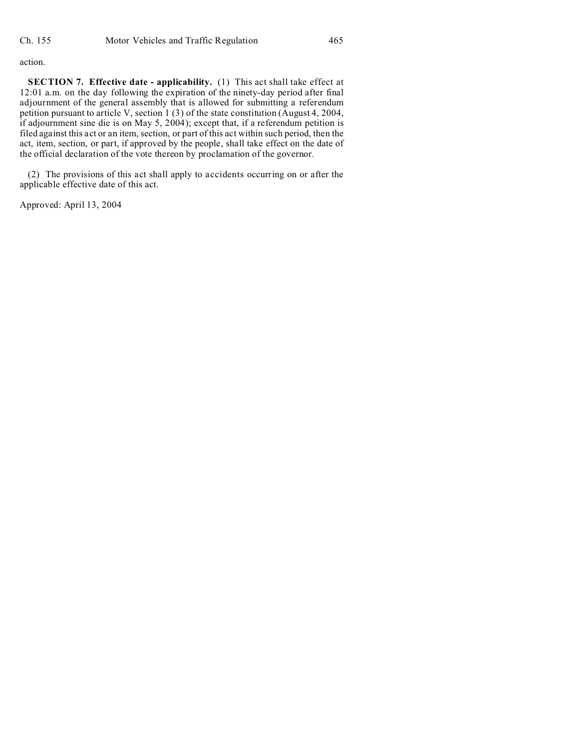action.

**SECTION 7. Effective date - applicability.** (1) This act shall take effect at 12:01 a.m. on the day following the expiration of the ninety-day period after final adjournment of the general assembly that is allowed for submitting a referendum petition pursuant to article V, section 1 (3) of the state constitution (August 4, 2004, if adjournment sine die is on May 5, 2004); except that, if a referendum petition is filed against this act or an item, section, or part of this act within such period, then the act, item, section, or part, if approved by the people, shall take effect on the date of the official declaration of the vote thereon by proclamation of the governor.

(2) The provisions of this act shall apply to accidents occurring on or after the applicable effective date of this act.

Approved: April 13, 2004